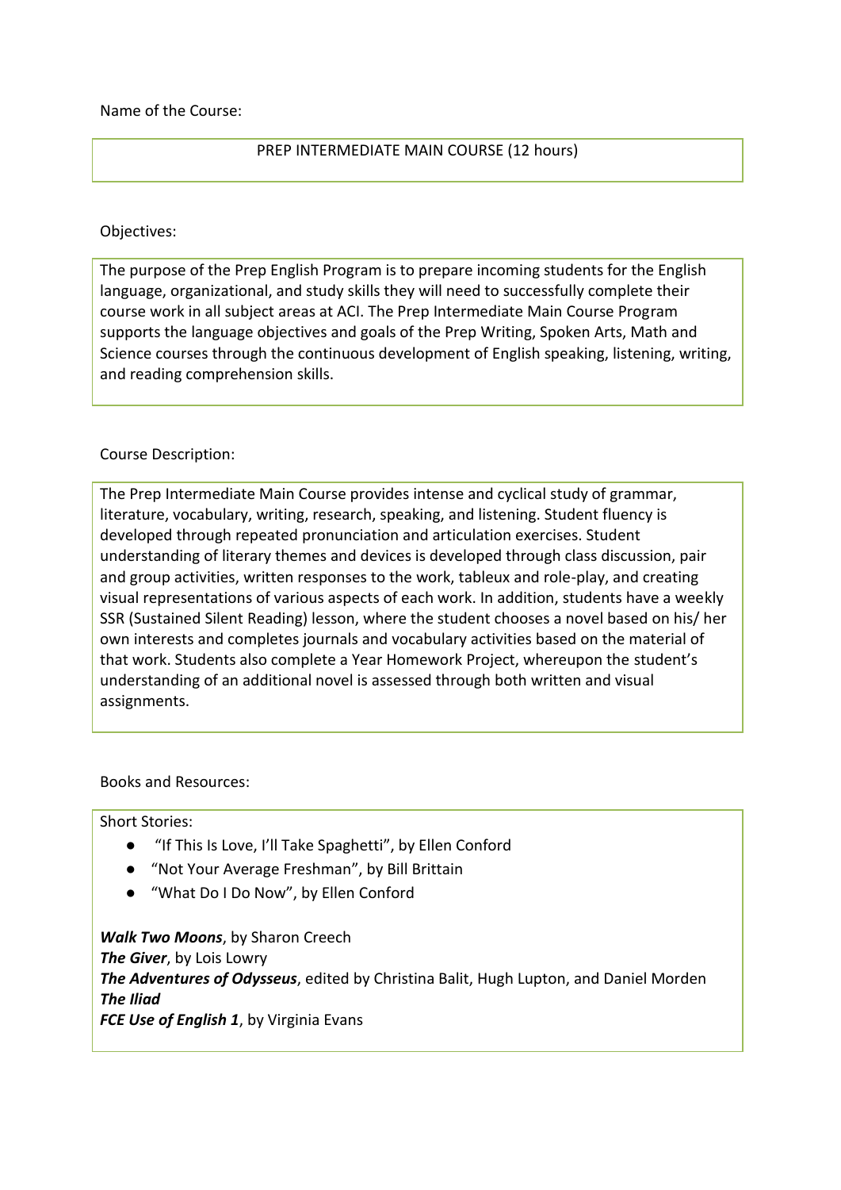Name of the Course:

PREP INTERMEDIATE MAIN COURSE (12 hours)

Objectives:

The purpose of the Prep English Program is to prepare incoming students for the English language, organizational, and study skills they will need to successfully complete their course work in all subject areas at ACI. The Prep Intermediate Main Course Program supports the language objectives and goals of the Prep Writing, Spoken Arts, Math and Science courses through the continuous development of English speaking, listening, writing, and reading comprehension skills.

Course Description:

The Prep Intermediate Main Course provides intense and cyclical study of grammar, literature, vocabulary, writing, research, speaking, and listening. Student fluency is developed through repeated pronunciation and articulation exercises. Student understanding of literary themes and devices is developed through class discussion, pair and group activities, written responses to the work, tableux and role-play, and creating visual representations of various aspects of each work. In addition, students have a weekly SSR (Sustained Silent Reading) lesson, where the student chooses a novel based on his/ her own interests and completes journals and vocabulary activities based on the material of that work. Students also complete a Year Homework Project, whereupon the student's understanding of an additional novel is assessed through both written and visual assignments.

Books and Resources:

Short Stories:

- "If This Is Love, I'll Take Spaghetti", by Ellen Conford
- "Not Your Average Freshman", by Bill Brittain
- "What Do I Do Now", by Ellen Conford

***Walk Two Moons***, by Sharon Creech
***The Giver***, by Lois Lowry
***The Adventures of Odysseus***, edited by Christina Balit, Hugh Lupton, and Daniel Morden
***The Iliad***
***FCE Use of English 1***, by Virginia Evans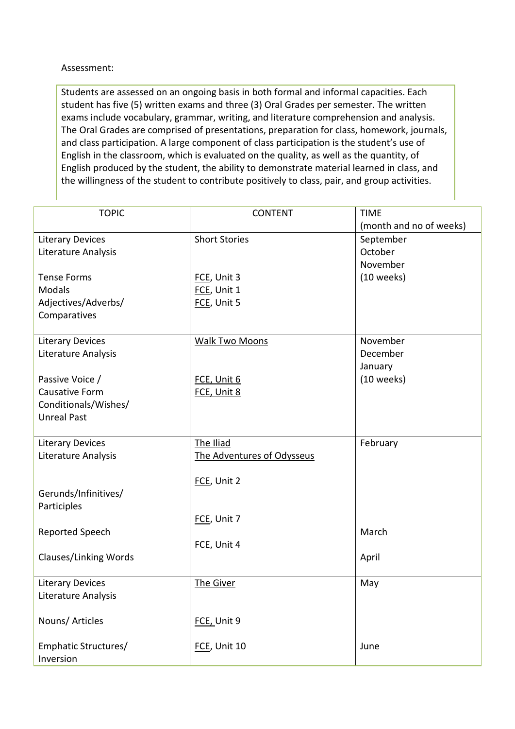Assessment:

Students are assessed on an ongoing basis in both formal and informal capacities. Each student has five (5) written exams and three (3) Oral Grades per semester. The written exams include vocabulary, grammar, writing, and literature comprehension and analysis. The Oral Grades are comprised of presentations, preparation for class, homework, journals, and class participation. A large component of class participation is the student's use of English in the classroom, which is evaluated on the quality, as well as the quantity, of English produced by the student, the ability to demonstrate material learned in class, and the willingness of the student to contribute positively to class, pair, and group activities.

| TOPIC | CONTENT | TIME (month and no of weeks) |
|---|---|---|
| Literary Devices<br>Literature Analysis<br><br>Tense Forms<br>Modals<br>Adjectives/Adverbs/<br>Comparatives | Short Stories<br><br><br>FCE, Unit 3<br>FCE, Unit 1<br>FCE, Unit 5 | September<br>October<br>November<br>(10 weeks) |
| Literary Devices<br>Literature Analysis<br><br>Passive Voice /<br>Causative Form<br>Conditionals/Wishes/<br>Unreal Past | Walk Two Moons<br><br><br>FCE, Unit 6<br>FCE, Unit 8 | November<br>December<br>January<br>(10 weeks) |
| Literary Devices<br>Literature Analysis<br><br><br>Gerunds/Infinitives/<br>Participles<br><br>Reported Speech<br><br>Clauses/Linking Words | The Iliad<br>The Adventures of Odysseus<br><br>FCE, Unit 2<br><br><br>FCE, Unit 7<br><br>FCE, Unit 4 | February<br><br><br><br><br><br><br>March<br><br>April |
| Literary Devices<br>Literature Analysis<br><br>Nouns/ Articles<br><br>Emphatic Structures/<br>Inversion | The Giver<br><br><br>FCE, Unit 9<br><br>FCE, Unit 10 | May<br><br><br><br><br>June |